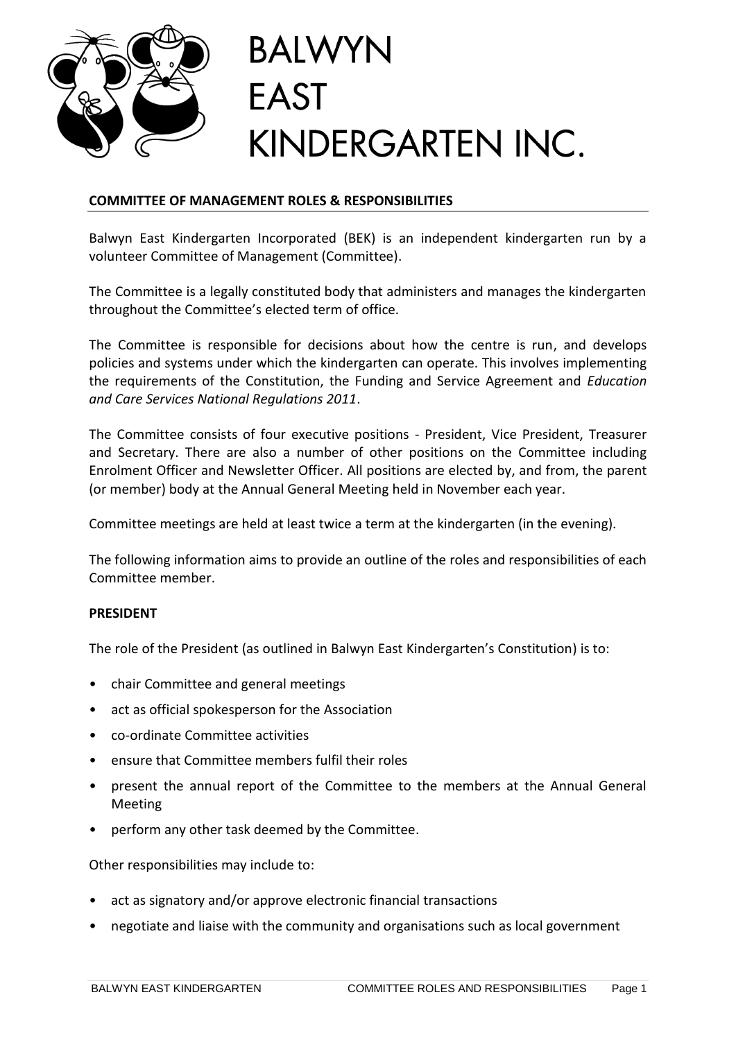# BALWYN EAST KINDERGARTEN INC.

## COMMITTEE OF MANAGEMENT ROLES & RESPONSIBILITIES

Balwyn East Kindergarten Incorporated (BEK) is an independent kindergarten run by a volunteer Committee of Management (Committee).

The Committee is a legally constituted body that administers and manages the kindergarten throughout the Committee's elected term of office.

The Committee is responsible for decisions about how the centre is run, and develops policies and systems under which the kindergarten can operate. This involves implementing the requirements of the Constitution, the Funding and Service Agreement and *Education and Care Services National Regulations 2011*.

The Committee consists of four executive positions - President, Vice President, Treasurer and Secretary. There are also a number of other positions on the Committee including Enrolment Officer and Newsletter Officer. All positions are elected by, and from, the parent (or member) body at the Annual General Meeting held in November each year.

Committee meetings are held at least twice a term at the kindergarten (in the evening).

The following information aims to provide an outline of the roles and responsibilities of each Committee member.

### PRESIDENT

The role of the President (as outlined in Balwyn East Kindergarten's Constitution) is to:

- chair Committee and general meetings
- act as official spokesperson for the Association
- co-ordinate Committee activities
- ensure that Committee members fulfil their roles
- present the annual report of the Committee to the members at the Annual General Meeting
- perform any other task deemed by the Committee.

Other responsibilities may include to:

- act as signatory and/or approve electronic financial transactions
- negotiate and liaise with the community and organisations such as local government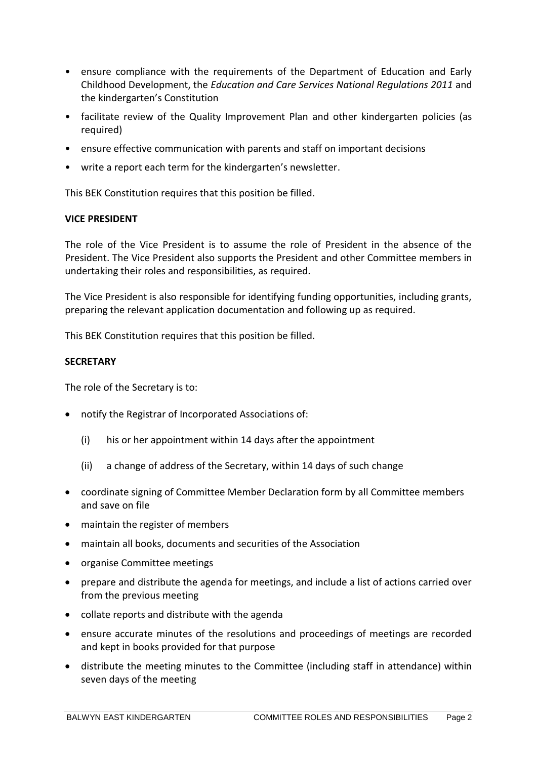- ensure compliance with the requirements of the Department of Education and Early Childhood Development, the *Education and Care Services National Regulations 2011* and the kindergarten's Constitution
- facilitate review of the Quality Improvement Plan and other kindergarten policies (as required)
- ensure effective communication with parents and staff on important decisions
- write a report each term for the kindergarten's newsletter.

This BEK Constitution requires that this position be filled.

**VICE PRESIDENT**

The role of the Vice President is to assume the role of President in the absence of the President. The Vice President also supports the President and other Committee members in undertaking their roles and responsibilities, as required.

The Vice President is also responsible for identifying funding opportunities, including grants, preparing the relevant application documentation and following up as required.

This BEK Constitution requires that this position be filled.

**SECRETARY**

The role of the Secretary is to:

- notify the Registrar of Incorporated Associations of:
  - (i) his or her appointment within 14 days after the appointment
  - (ii) a change of address of the Secretary, within 14 days of such change
- coordinate signing of Committee Member Declaration form by all Committee members and save on file
- maintain the register of members
- maintain all books, documents and securities of the Association
- organise Committee meetings
- prepare and distribute the agenda for meetings, and include a list of actions carried over from the previous meeting
- collate reports and distribute with the agenda
- ensure accurate minutes of the resolutions and proceedings of meetings are recorded and kept in books provided for that purpose
- distribute the meeting minutes to the Committee (including staff in attendance) within seven days of the meeting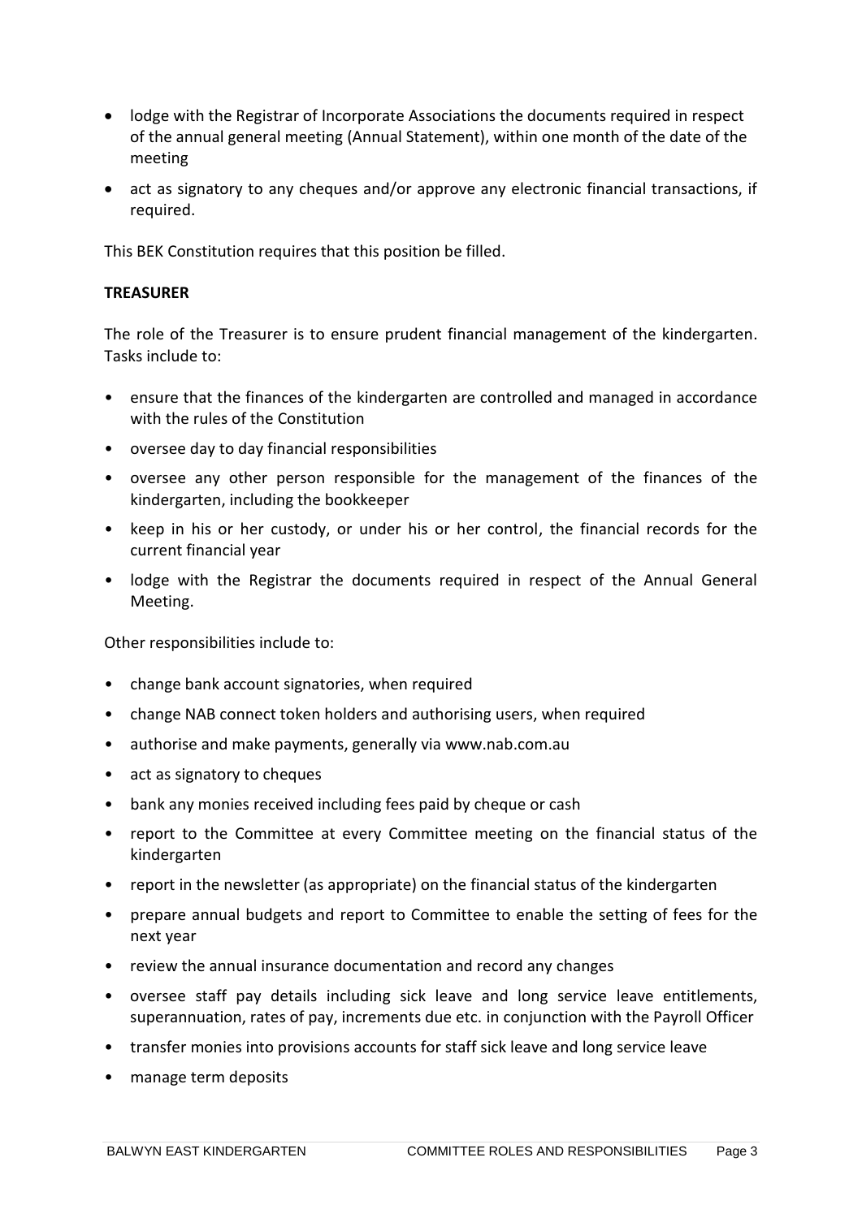- lodge with the Registrar of Incorporate Associations the documents required in respect of the annual general meeting (Annual Statement), within one month of the date of the meeting
- act as signatory to any cheques and/or approve any electronic financial transactions, if required.

This BEK Constitution requires that this position be filled.

**TREASURER**

The role of the Treasurer is to ensure prudent financial management of the kindergarten. Tasks include to:

- ensure that the finances of the kindergarten are controlled and managed in accordance with the rules of the Constitution
- oversee day to day financial responsibilities
- oversee any other person responsible for the management of the finances of the kindergarten, including the bookkeeper
- keep in his or her custody, or under his or her control, the financial records for the current financial year
- lodge with the Registrar the documents required in respect of the Annual General Meeting.

Other responsibilities include to:

- change bank account signatories, when required
- change NAB connect token holders and authorising users, when required
- authorise and make payments, generally via www.nab.com.au
- act as signatory to cheques
- bank any monies received including fees paid by cheque or cash
- report to the Committee at every Committee meeting on the financial status of the kindergarten
- report in the newsletter (as appropriate) on the financial status of the kindergarten
- prepare annual budgets and report to Committee to enable the setting of fees for the next year
- review the annual insurance documentation and record any changes
- oversee staff pay details including sick leave and long service leave entitlements, superannuation, rates of pay, increments due etc. in conjunction with the Payroll Officer
- transfer monies into provisions accounts for staff sick leave and long service leave
- manage term deposits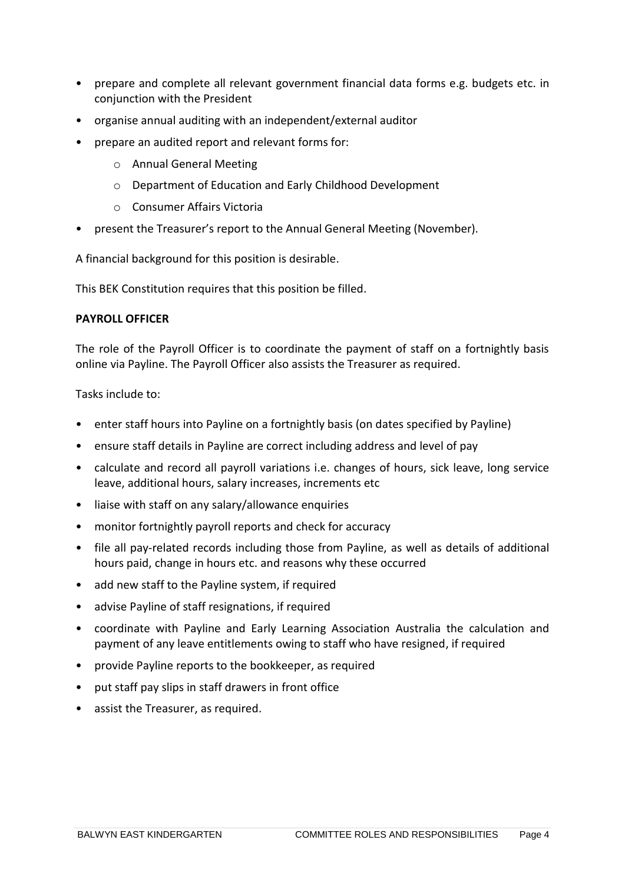- prepare and complete all relevant government financial data forms e.g. budgets etc. in conjunction with the President
- organise annual auditing with an independent/external auditor
- prepare an audited report and relevant forms for:
  - Annual General Meeting
  - Department of Education and Early Childhood Development
  - Consumer Affairs Victoria
- present the Treasurer's report to the Annual General Meeting (November).

A financial background for this position is desirable.

This BEK Constitution requires that this position be filled.

**PAYROLL OFFICER**

The role of the Payroll Officer is to coordinate the payment of staff on a fortnightly basis online via Payline. The Payroll Officer also assists the Treasurer as required.

Tasks include to:

- enter staff hours into Payline on a fortnightly basis (on dates specified by Payline)
- ensure staff details in Payline are correct including address and level of pay
- calculate and record all payroll variations i.e. changes of hours, sick leave, long service leave, additional hours, salary increases, increments etc
- liaise with staff on any salary/allowance enquiries
- monitor fortnightly payroll reports and check for accuracy
- file all pay-related records including those from Payline, as well as details of additional hours paid, change in hours etc. and reasons why these occurred
- add new staff to the Payline system, if required
- advise Payline of staff resignations, if required
- coordinate with Payline and Early Learning Association Australia the calculation and payment of any leave entitlements owing to staff who have resigned, if required
- provide Payline reports to the bookkeeper, as required
- put staff pay slips in staff drawers in front office
- assist the Treasurer, as required.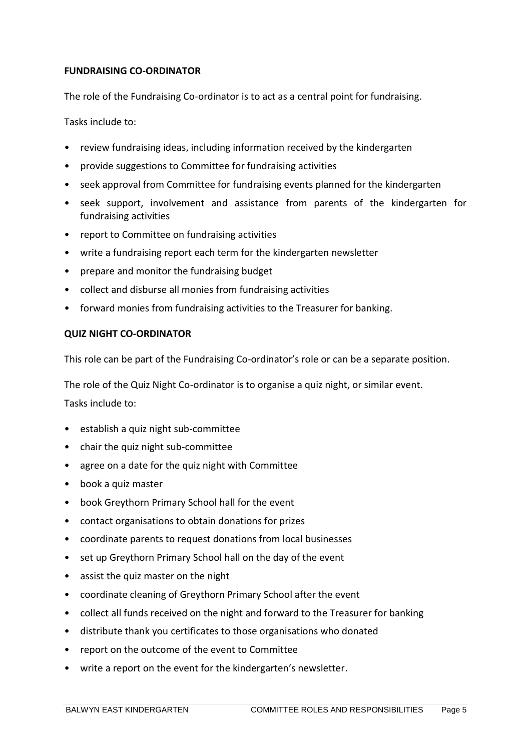**FUNDRAISING CO-ORDINATOR**

The role of the Fundraising Co-ordinator is to act as a central point for fundraising.

Tasks include to:

- review fundraising ideas, including information received by the kindergarten
- provide suggestions to Committee for fundraising activities
- seek approval from Committee for fundraising events planned for the kindergarten
- seek support, involvement and assistance from parents of the kindergarten for fundraising activities
- report to Committee on fundraising activities
- write a fundraising report each term for the kindergarten newsletter
- prepare and monitor the fundraising budget
- collect and disburse all monies from fundraising activities
- forward monies from fundraising activities to the Treasurer for banking.

**QUIZ NIGHT CO-ORDINATOR**

This role can be part of the Fundraising Co-ordinator's role or can be a separate position.

The role of the Quiz Night Co-ordinator is to organise a quiz night, or similar event.

Tasks include to:

- establish a quiz night sub-committee
- chair the quiz night sub-committee
- agree on a date for the quiz night with Committee
- book a quiz master
- book Greythorn Primary School hall for the event
- contact organisations to obtain donations for prizes
- coordinate parents to request donations from local businesses
- set up Greythorn Primary School hall on the day of the event
- assist the quiz master on the night
- coordinate cleaning of Greythorn Primary School after the event
- collect all funds received on the night and forward to the Treasurer for banking
- distribute thank you certificates to those organisations who donated
- report on the outcome of the event to Committee
- write a report on the event for the kindergarten's newsletter.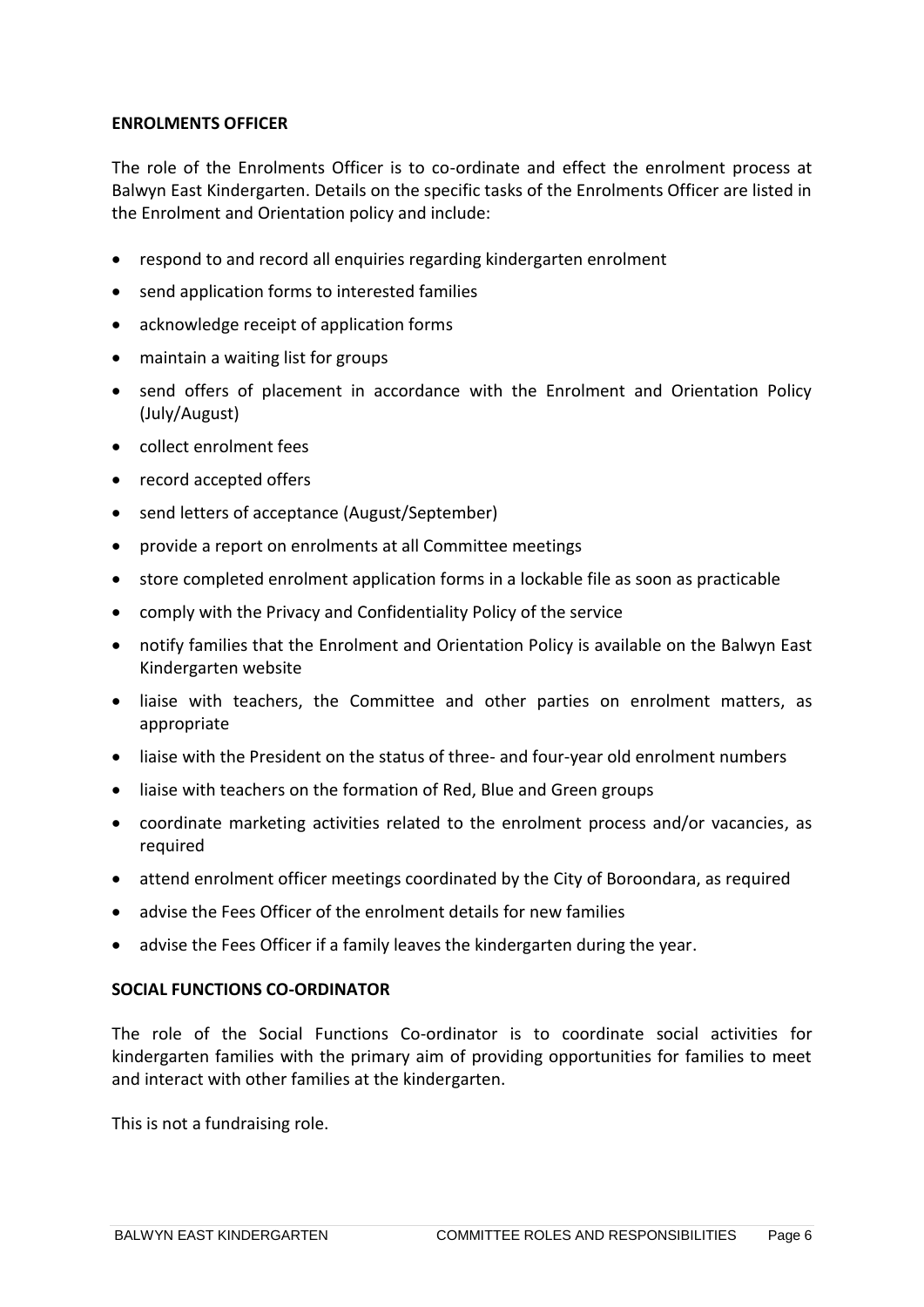**ENROLMENTS OFFICER**

The role of the Enrolments Officer is to co-ordinate and effect the enrolment process at Balwyn East Kindergarten. Details on the specific tasks of the Enrolments Officer are listed in the Enrolment and Orientation policy and include:

- respond to and record all enquiries regarding kindergarten enrolment
- send application forms to interested families
- acknowledge receipt of application forms
- maintain a waiting list for groups
- send offers of placement in accordance with the Enrolment and Orientation Policy (July/August)
- collect enrolment fees
- record accepted offers
- send letters of acceptance (August/September)
- provide a report on enrolments at all Committee meetings
- store completed enrolment application forms in a lockable file as soon as practicable
- comply with the Privacy and Confidentiality Policy of the service
- notify families that the Enrolment and Orientation Policy is available on the Balwyn East Kindergarten website
- liaise with teachers, the Committee and other parties on enrolment matters, as appropriate
- liaise with the President on the status of three- and four-year old enrolment numbers
- liaise with teachers on the formation of Red, Blue and Green groups
- coordinate marketing activities related to the enrolment process and/or vacancies, as required
- attend enrolment officer meetings coordinated by the City of Boroondara, as required
- advise the Fees Officer of the enrolment details for new families
- advise the Fees Officer if a family leaves the kindergarten during the year.

**SOCIAL FUNCTIONS CO-ORDINATOR**

The role of the Social Functions Co-ordinator is to coordinate social activities for kindergarten families with the primary aim of providing opportunities for families to meet and interact with other families at the kindergarten.

This is not a fundraising role.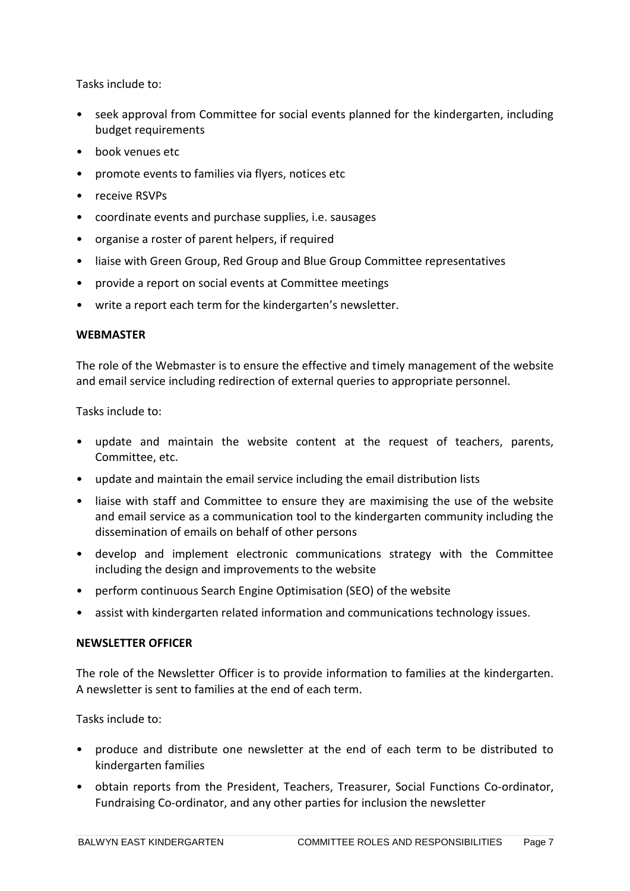Tasks include to:

- seek approval from Committee for social events planned for the kindergarten, including budget requirements
- book venues etc
- promote events to families via flyers, notices etc
- receive RSVPs
- coordinate events and purchase supplies, i.e. sausages
- organise a roster of parent helpers, if required
- liaise with Green Group, Red Group and Blue Group Committee representatives
- provide a report on social events at Committee meetings
- write a report each term for the kindergarten's newsletter.

**WEBMASTER**

The role of the Webmaster is to ensure the effective and timely management of the website and email service including redirection of external queries to appropriate personnel.

Tasks include to:

- update and maintain the website content at the request of teachers, parents, Committee, etc.
- update and maintain the email service including the email distribution lists
- liaise with staff and Committee to ensure they are maximising the use of the website and email service as a communication tool to the kindergarten community including the dissemination of emails on behalf of other persons
- develop and implement electronic communications strategy with the Committee including the design and improvements to the website
- perform continuous Search Engine Optimisation (SEO) of the website
- assist with kindergarten related information and communications technology issues.

**NEWSLETTER OFFICER**

The role of the Newsletter Officer is to provide information to families at the kindergarten. A newsletter is sent to families at the end of each term.

Tasks include to:

- produce and distribute one newsletter at the end of each term to be distributed to kindergarten families
- obtain reports from the President, Teachers, Treasurer, Social Functions Co-ordinator, Fundraising Co-ordinator, and any other parties for inclusion the newsletter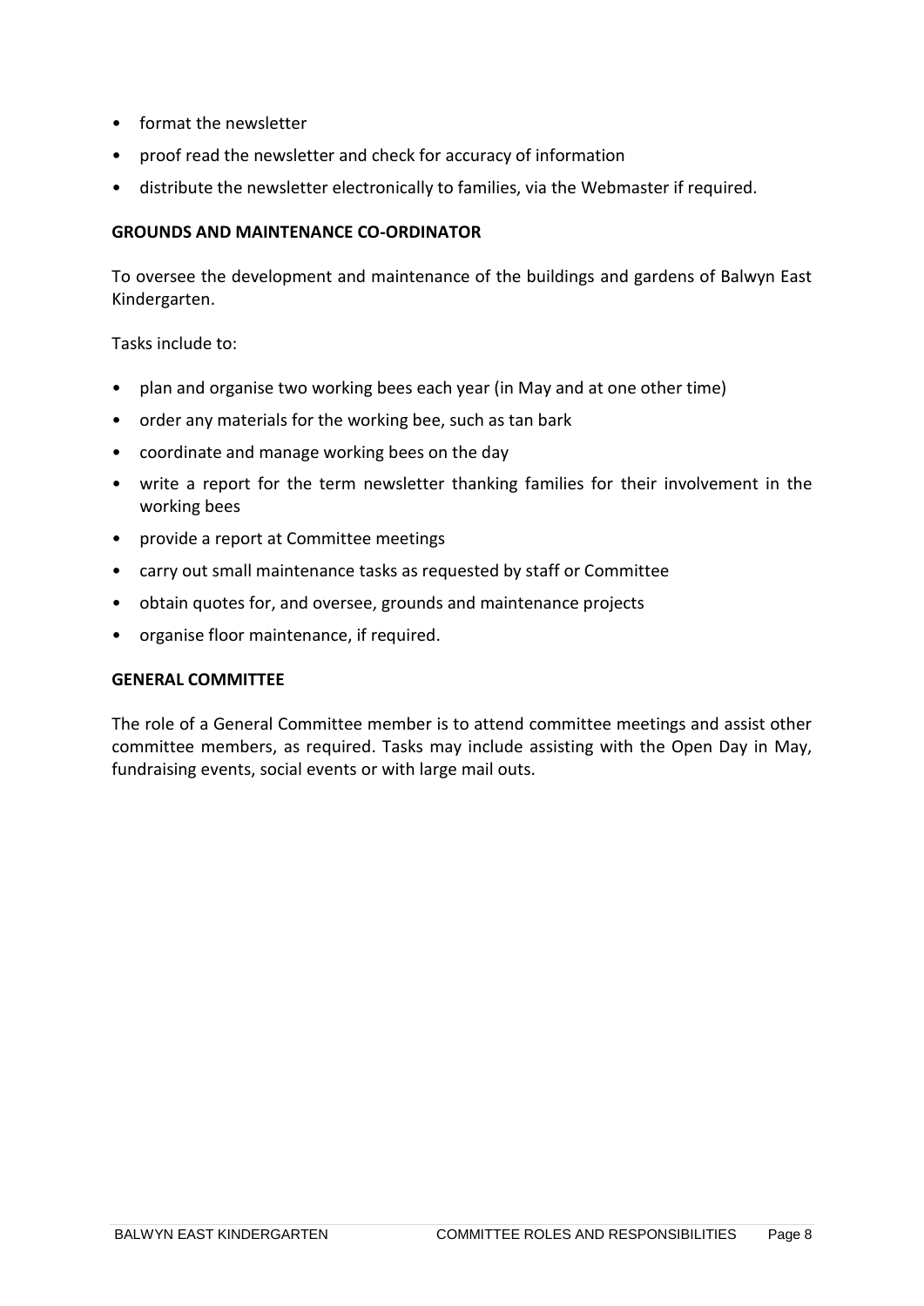- format the newsletter
- proof read the newsletter and check for accuracy of information
- distribute the newsletter electronically to families, via the Webmaster if required.

**GROUNDS AND MAINTENANCE CO-ORDINATOR**

To oversee the development and maintenance of the buildings and gardens of Balwyn East Kindergarten.

Tasks include to:

- plan and organise two working bees each year (in May and at one other time)
- order any materials for the working bee, such as tan bark
- coordinate and manage working bees on the day
- write a report for the term newsletter thanking families for their involvement in the working bees
- provide a report at Committee meetings
- carry out small maintenance tasks as requested by staff or Committee
- obtain quotes for, and oversee, grounds and maintenance projects
- organise floor maintenance, if required.

**GENERAL COMMITTEE**

The role of a General Committee member is to attend committee meetings and assist other committee members, as required. Tasks may include assisting with the Open Day in May, fundraising events, social events or with large mail outs.